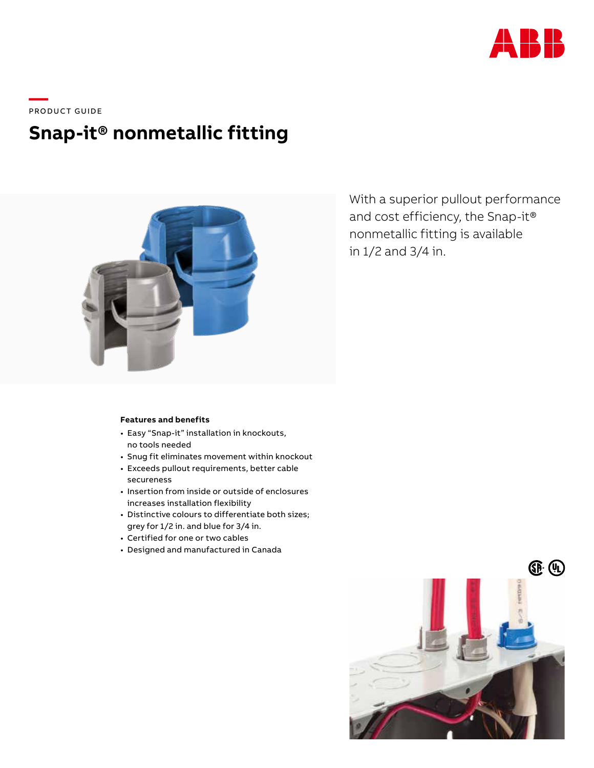PRODUCT GUIDE

# Snap-it® nonmetallic fitting

With a superior pullout performance and cost efficiency, the Snap-it® nonmetallic fitting is available in 1/2 and 3/4 in.

**Features and benefits**

- Easy "Snap-it" installation in knockouts, no tools needed
- Snug fit eliminates movement within knockout
- Exceeds pullout requirements, better cable secureness
- Insertion from inside or outside of enclosures increases installation flexibility
- Distinctive colours to differentiate both sizes; grey for 1/2 in. and blue for 3/4 in.
- Certified for one or two cables
- Designed and manufactured in Canada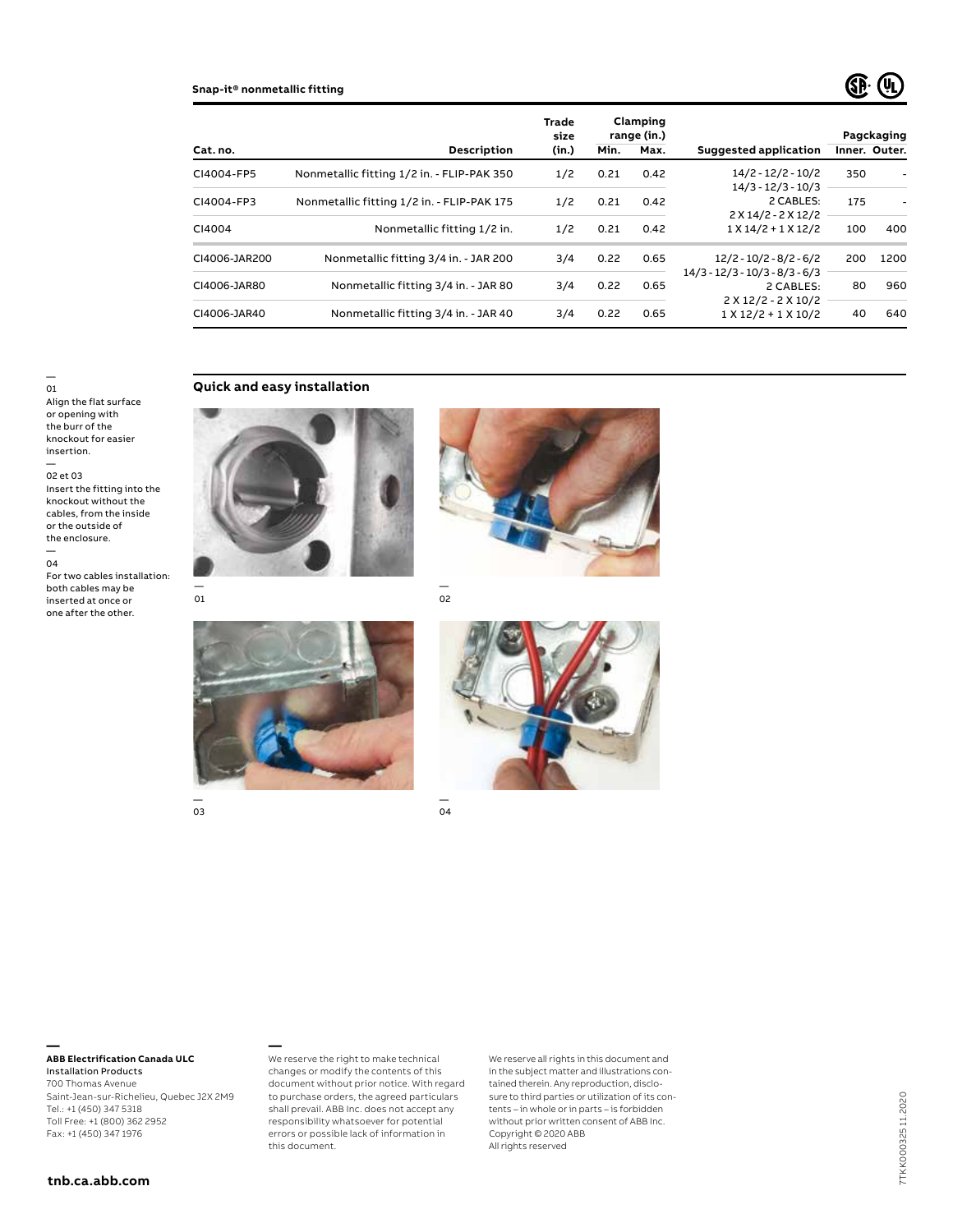## Snap-it® nonmetallic fitting

| Cat. no. | Description | Trade size (in.) | Clamping range (in.) | | Suggested application | Pagckaging | |
|---|---|---|---|---|---|---|---|
| | | | Min. | Max. | | Inner. | Outer. |
| CI4004-FP5 | Nonmetallic fitting 1/2 in. - FLIP-PAK 350 | 1/2 | 0.21 | 0.42 | 14/2 - 12/2 - 10/2<br>14/3 - 12/3 - 10/3<br>2 CABLES:<br>2 X 14/2 - 2 X 12/2<br>1 X 14/2 + 1 X 12/2 | 350 | - |
| CI4004-FP3 | Nonmetallic fitting 1/2 in. - FLIP-PAK 175 | 1/2 | 0.21 | 0.42 | | 175 | - |
| CI4004 | Nonmetallic fitting 1/2 in. | 1/2 | 0.21 | 0.42 | | 100 | 400 |
| CI4006-JAR200 | Nonmetallic fitting 3/4 in. - JAR 200 | 3/4 | 0.22 | 0.65 | 12/2 - 10/2 - 8/2 - 6/2<br>14/3 - 12/3 - 10/3 - 8/3 - 6/3<br>2 CABLES:<br>2 X 12/2 - 2 X 10/2<br>1 X 12/2 + 1 X 10/2 | 200 | 1200 |
| CI4006-JAR80 | Nonmetallic fitting 3/4 in. - JAR 80 | 3/4 | 0.22 | 0.65 | | 80 | 960 |
| CI4006-JAR40 | Nonmetallic fitting 3/4 in. - JAR 40 | 3/4 | 0.22 | 0.65 | | 40 | 640 |

## Quick and easy installation

01
Align the flat surface or opening with the burr of the knockout for easier insertion.

02 et 03
Insert the fitting into the knockout without the cables, from the inside or the outside of the enclosure.

04
For two cables installation: both cables may be inserted at once or one after the other.

01

02

03

04

**ABB Electrification Canada ULC**
Installation Products
700 Thomas Avenue
Saint-Jean-sur-Richelieu, Quebec J2X 2M9
Tel.: +1 (450) 347 5318
Toll Free: +1 (800) 362 2952
Fax: +1 (450) 347 1976

We reserve the right to make technical changes or modify the contents of this document without prior notice. With regard to purchase orders, the agreed particulars shall prevail. ABB Inc. does not accept any responsibility whatsoever for potential errors or possible lack of information in this document.

We reserve all rights in this document and in the subject matter and illustrations contained therein. Any reproduction, disclosure to third parties or utilization of its contents – in whole or in parts – is forbidden without prior written consent of ABB Inc.
Copyright © 2020 ABB
All rights reserved

**tnb.ca.abb.com**

7TKK000325 11.2020